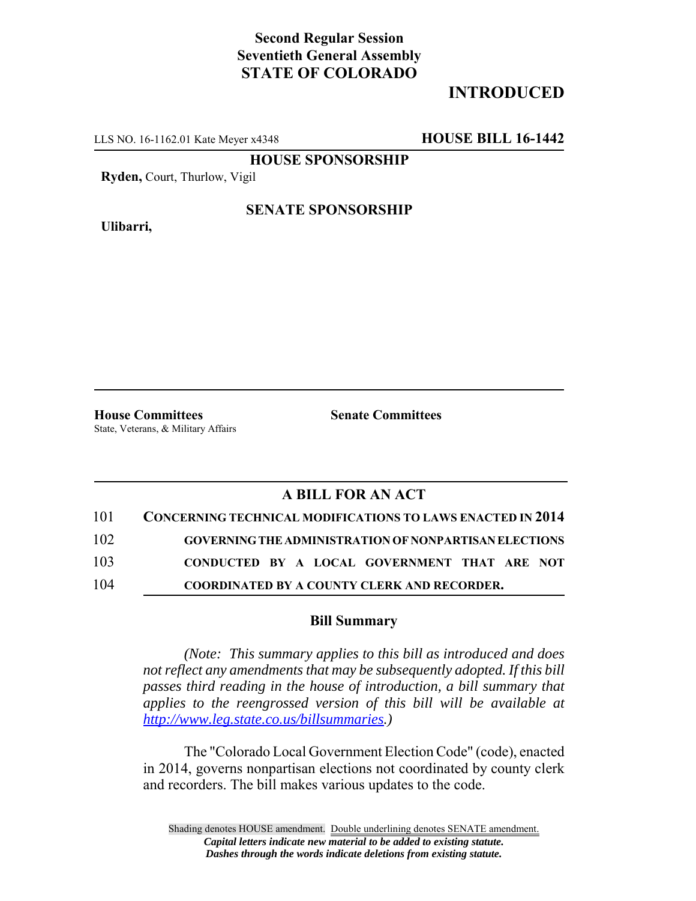**Second Regular Session**
**Seventieth General Assembly**
**STATE OF COLORADO**

**INTRODUCED**

LLS NO. 16-1162.01 Kate Meyer x4348 **HOUSE BILL 16-1442**

**HOUSE SPONSORSHIP**

**Ryden,** Court, Thurlow, Vigil

**SENATE SPONSORSHIP**

**Ulibarri,**

**House Committees**
State, Veterans, & Military Affairs

**Senate Committees**

## A BILL FOR AN ACT

101 **CONCERNING TECHNICAL MODIFICATIONS TO LAWS ENACTED IN 2014**
102 **GOVERNING THE ADMINISTRATION OF NONPARTISAN ELECTIONS**
103 **CONDUCTED BY A LOCAL GOVERNMENT THAT ARE NOT**
104 **COORDINATED BY A COUNTY CLERK AND RECORDER.**

### Bill Summary

*(Note: This summary applies to this bill as introduced and does not reflect any amendments that may be subsequently adopted. If this bill passes third reading in the house of introduction, a bill summary that applies to the reengrossed version of this bill will be available at http://www.leg.state.co.us/billsummaries.)*

The "Colorado Local Government Election Code" (code), enacted in 2014, governs nonpartisan elections not coordinated by county clerk and recorders. The bill makes various updates to the code.

Shading denotes HOUSE amendment. Double underlining denotes SENATE amendment.
*Capital letters indicate new material to be added to existing statute.*
*Dashes through the words indicate deletions from existing statute.*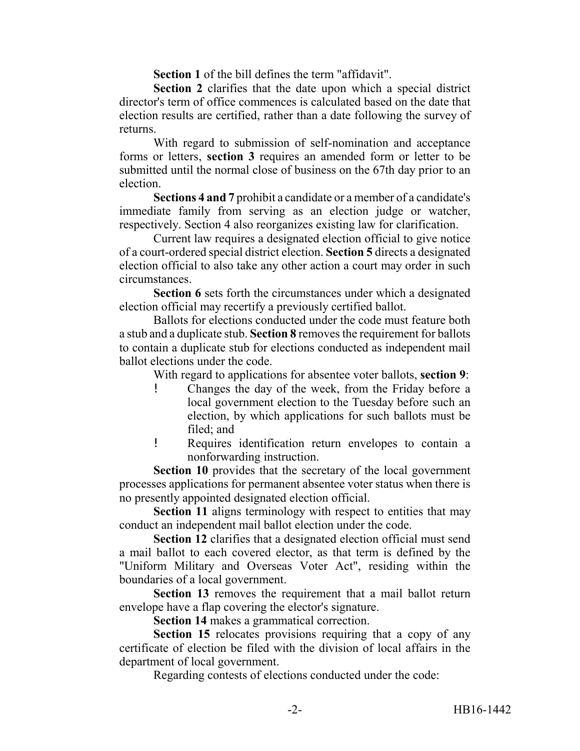**Section 1** of the bill defines the term "affidavit".

**Section 2** clarifies that the date upon which a special district director's term of office commences is calculated based on the date that election results are certified, rather than a date following the survey of returns.

With regard to submission of self-nomination and acceptance forms or letters, **section 3** requires an amended form or letter to be submitted until the normal close of business on the 67th day prior to an election.

**Sections 4 and 7** prohibit a candidate or a member of a candidate's immediate family from serving as an election judge or watcher, respectively. Section 4 also reorganizes existing law for clarification.

Current law requires a designated election official to give notice of a court-ordered special district election. **Section 5** directs a designated election official to also take any other action a court may order in such circumstances.

**Section 6** sets forth the circumstances under which a designated election official may recertify a previously certified ballot.

Ballots for elections conducted under the code must feature both a stub and a duplicate stub. **Section 8** removes the requirement for ballots to contain a duplicate stub for elections conducted as independent mail ballot elections under the code.

With regard to applications for absentee voter ballots, **section 9**:

- Changes the day of the week, from the Friday before a local government election to the Tuesday before such an election, by which applications for such ballots must be filed; and
- Requires identification return envelopes to contain a nonforwarding instruction.

**Section 10** provides that the secretary of the local government processes applications for permanent absentee voter status when there is no presently appointed designated election official.

**Section 11** aligns terminology with respect to entities that may conduct an independent mail ballot election under the code.

**Section 12** clarifies that a designated election official must send a mail ballot to each covered elector, as that term is defined by the "Uniform Military and Overseas Voter Act", residing within the boundaries of a local government.

**Section 13** removes the requirement that a mail ballot return envelope have a flap covering the elector's signature.

**Section 14** makes a grammatical correction.

**Section 15** relocates provisions requiring that a copy of any certificate of election be filed with the division of local affairs in the department of local government.

Regarding contests of elections conducted under the code: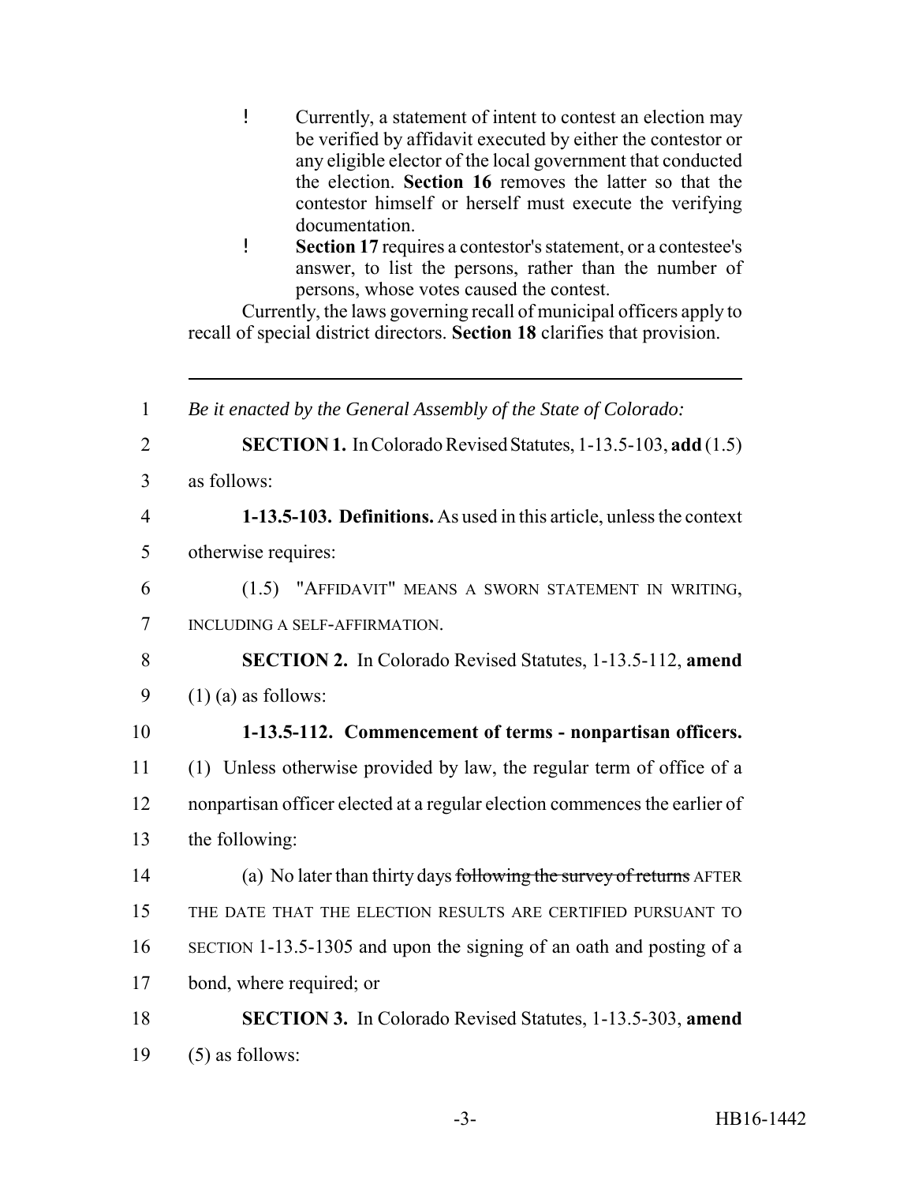- Currently, a statement of intent to contest an election may be verified by affidavit executed by either the contestor or any eligible elector of the local government that conducted the election. **Section 16** removes the latter so that the contestor himself or herself must execute the verifying documentation.
- **Section 17** requires a contestor's statement, or a contestee's answer, to list the persons, rather than the number of persons, whose votes caused the contest.

Currently, the laws governing recall of municipal officers apply to recall of special district directors. **Section 18** clarifies that provision.

---

1 *Be it enacted by the General Assembly of the State of Colorado:*

2 **SECTION 1.** In Colorado Revised Statutes, 1-13.5-103, **add** (1.5)
3 as follows:

4 **1-13.5-103. Definitions.** As used in this article, unless the context
5 otherwise requires:

6 (1.5) "AFFIDAVIT" MEANS A SWORN STATEMENT IN WRITING,
7 INCLUDING A SELF-AFFIRMATION.

8 **SECTION 2.** In Colorado Revised Statutes, 1-13.5-112, **amend**
9 (1) (a) as follows:

10 **1-13.5-112. Commencement of terms - nonpartisan officers.**
11 (1) Unless otherwise provided by law, the regular term of office of a
12 nonpartisan officer elected at a regular election commences the earlier of
13 the following:

14 (a) No later than thirty days ~~following the survey of returns~~ AFTER
15 THE DATE THAT THE ELECTION RESULTS ARE CERTIFIED PURSUANT TO
16 SECTION 1-13.5-1305 and upon the signing of an oath and posting of a
17 bond, where required; or

18 **SECTION 3.** In Colorado Revised Statutes, 1-13.5-303, **amend**
19 (5) as follows: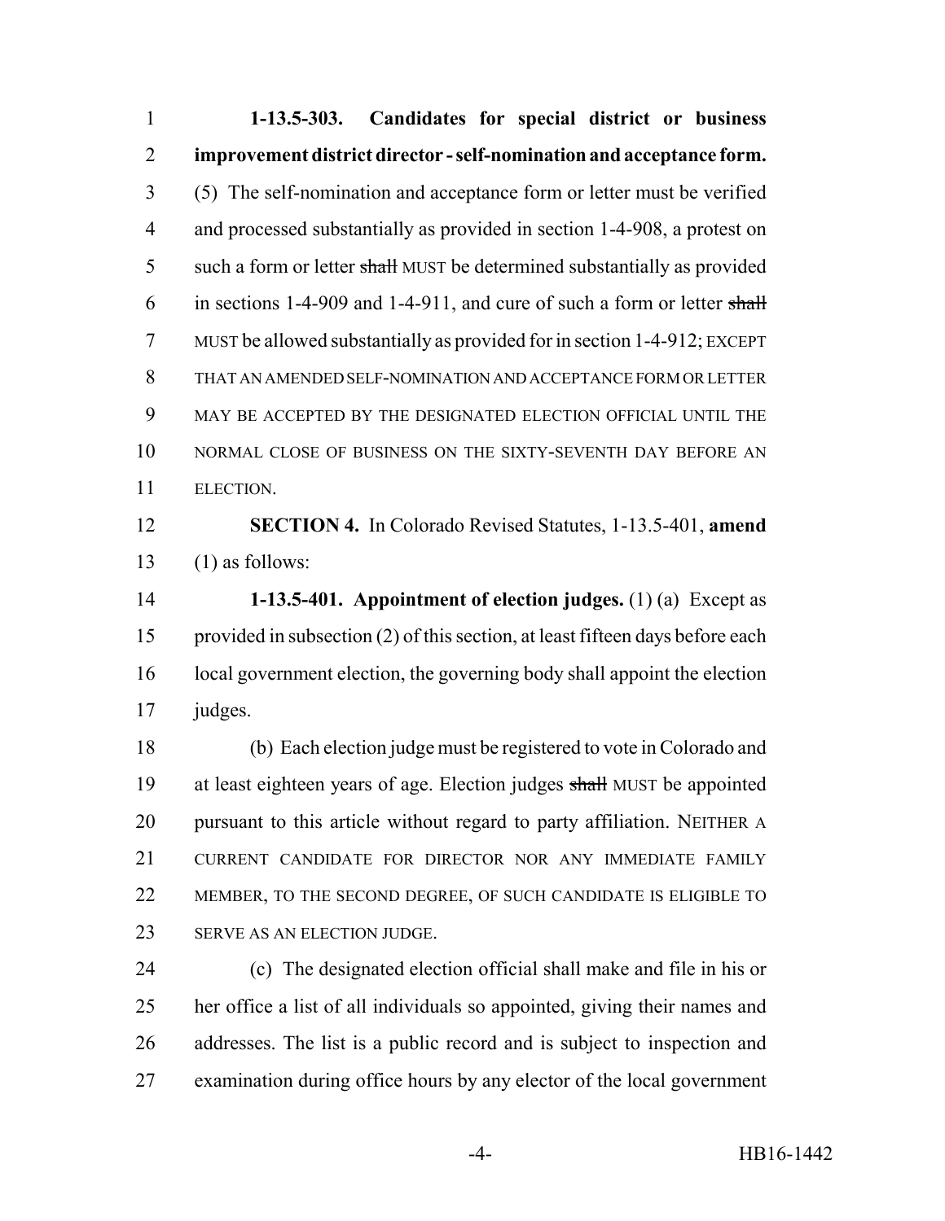**1-13.5-303. Candidates for special district or business improvement district director - self-nomination and acceptance form.** (5) The self-nomination and acceptance form or letter must be verified and processed substantially as provided in section 1-4-908, a protest on such a form or letter ~~shall~~ MUST be determined substantially as provided in sections 1-4-909 and 1-4-911, and cure of such a form or letter ~~shall~~ MUST be allowed substantially as provided for in section 1-4-912; EXCEPT THAT AN AMENDED SELF-NOMINATION AND ACCEPTANCE FORM OR LETTER MAY BE ACCEPTED BY THE DESIGNATED ELECTION OFFICIAL UNTIL THE NORMAL CLOSE OF BUSINESS ON THE SIXTY-SEVENTH DAY BEFORE AN ELECTION.

**SECTION 4.** In Colorado Revised Statutes, 1-13.5-401, **amend** (1) as follows:

**1-13.5-401. Appointment of election judges.** (1) (a) Except as provided in subsection (2) of this section, at least fifteen days before each local government election, the governing body shall appoint the election judges.

(b) Each election judge must be registered to vote in Colorado and at least eighteen years of age. Election judges ~~shall~~ MUST be appointed pursuant to this article without regard to party affiliation. NEITHER A CURRENT CANDIDATE FOR DIRECTOR NOR ANY IMMEDIATE FAMILY MEMBER, TO THE SECOND DEGREE, OF SUCH CANDIDATE IS ELIGIBLE TO SERVE AS AN ELECTION JUDGE.

(c) The designated election official shall make and file in his or her office a list of all individuals so appointed, giving their names and addresses. The list is a public record and is subject to inspection and examination during office hours by any elector of the local government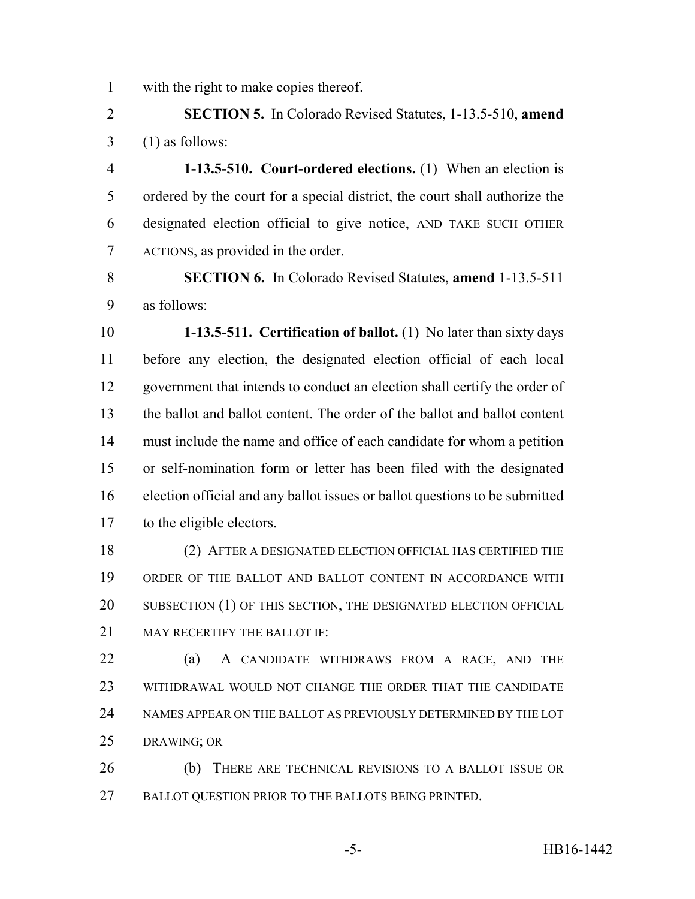with the right to make copies thereof.

**SECTION 5.** In Colorado Revised Statutes, 1-13.5-510, **amend** (1) as follows:

**1-13.5-510. Court-ordered elections.** (1) When an election is ordered by the court for a special district, the court shall authorize the designated election official to give notice, AND TAKE SUCH OTHER ACTIONS, as provided in the order.

**SECTION 6.** In Colorado Revised Statutes, **amend** 1-13.5-511 as follows:

**1-13.5-511. Certification of ballot.** (1) No later than sixty days before any election, the designated election official of each local government that intends to conduct an election shall certify the order of the ballot and ballot content. The order of the ballot and ballot content must include the name and office of each candidate for whom a petition or self-nomination form or letter has been filed with the designated election official and any ballot issues or ballot questions to be submitted to the eligible electors.

(2) AFTER A DESIGNATED ELECTION OFFICIAL HAS CERTIFIED THE ORDER OF THE BALLOT AND BALLOT CONTENT IN ACCORDANCE WITH SUBSECTION (1) OF THIS SECTION, THE DESIGNATED ELECTION OFFICIAL MAY RECERTIFY THE BALLOT IF:

(a) A CANDIDATE WITHDRAWS FROM A RACE, AND THE WITHDRAWAL WOULD NOT CHANGE THE ORDER THAT THE CANDIDATE NAMES APPEAR ON THE BALLOT AS PREVIOUSLY DETERMINED BY THE LOT DRAWING; OR

(b) THERE ARE TECHNICAL REVISIONS TO A BALLOT ISSUE OR BALLOT QUESTION PRIOR TO THE BALLOTS BEING PRINTED.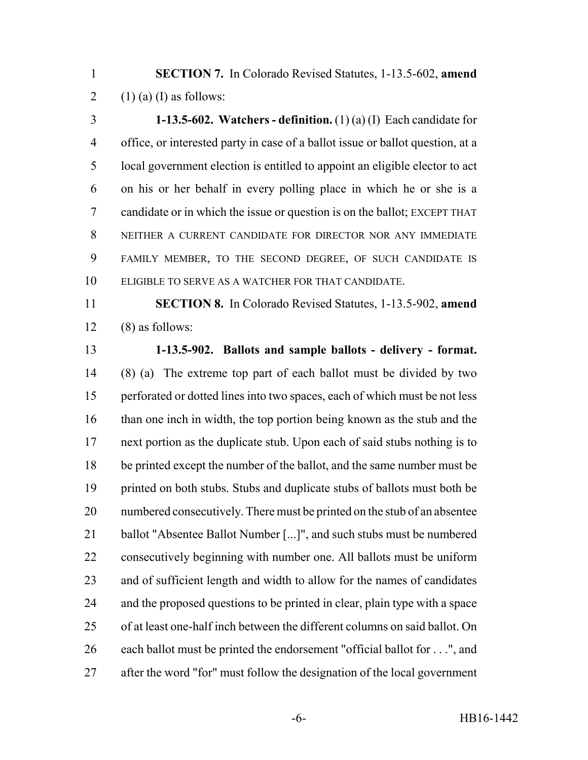**SECTION 7.** In Colorado Revised Statutes, 1-13.5-602, **amend** (1) (a) (I) as follows:

**1-13.5-602. Watchers - definition.** (1) (a) (I) Each candidate for office, or interested party in case of a ballot issue or ballot question, at a local government election is entitled to appoint an eligible elector to act on his or her behalf in every polling place in which he or she is a candidate or in which the issue or question is on the ballot; EXCEPT THAT NEITHER A CURRENT CANDIDATE FOR DIRECTOR NOR ANY IMMEDIATE FAMILY MEMBER, TO THE SECOND DEGREE, OF SUCH CANDIDATE IS ELIGIBLE TO SERVE AS A WATCHER FOR THAT CANDIDATE.

**SECTION 8.** In Colorado Revised Statutes, 1-13.5-902, **amend** (8) as follows:

**1-13.5-902. Ballots and sample ballots - delivery - format.** (8) (a) The extreme top part of each ballot must be divided by two perforated or dotted lines into two spaces, each of which must be not less than one inch in width, the top portion being known as the stub and the next portion as the duplicate stub. Upon each of said stubs nothing is to be printed except the number of the ballot, and the same number must be printed on both stubs. Stubs and duplicate stubs of ballots must both be numbered consecutively. There must be printed on the stub of an absentee ballot "Absentee Ballot Number [...]", and such stubs must be numbered consecutively beginning with number one. All ballots must be uniform and of sufficient length and width to allow for the names of candidates and the proposed questions to be printed in clear, plain type with a space of at least one-half inch between the different columns on said ballot. On each ballot must be printed the endorsement "official ballot for . . .", and after the word "for" must follow the designation of the local government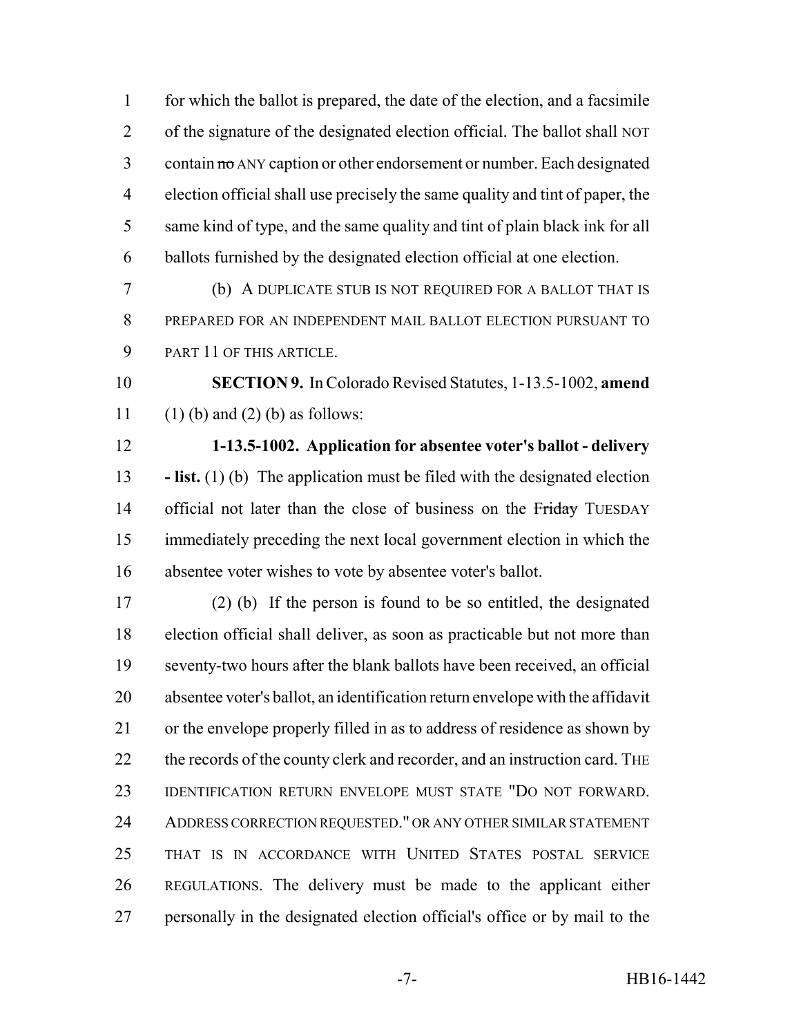for which the ballot is prepared, the date of the election, and a facsimile of the signature of the designated election official. The ballot shall NOT contain ~~no~~ ANY caption or other endorsement or number. Each designated election official shall use precisely the same quality and tint of paper, the same kind of type, and the same quality and tint of plain black ink for all ballots furnished by the designated election official at one election.

(b) A DUPLICATE STUB IS NOT REQUIRED FOR A BALLOT THAT IS PREPARED FOR AN INDEPENDENT MAIL BALLOT ELECTION PURSUANT TO PART 11 OF THIS ARTICLE.

**SECTION 9.** In Colorado Revised Statutes, 1-13.5-1002, **amend** (1) (b) and (2) (b) as follows:

**1-13.5-1002. Application for absentee voter's ballot - delivery - list.** (1) (b) The application must be filed with the designated election official not later than the close of business on the ~~Friday~~ TUESDAY immediately preceding the next local government election in which the absentee voter wishes to vote by absentee voter's ballot.

(2) (b) If the person is found to be so entitled, the designated election official shall deliver, as soon as practicable but not more than seventy-two hours after the blank ballots have been received, an official absentee voter's ballot, an identification return envelope with the affidavit or the envelope properly filled in as to address of residence as shown by the records of the county clerk and recorder, and an instruction card. THE IDENTIFICATION RETURN ENVELOPE MUST STATE "DO NOT FORWARD. ADDRESS CORRECTION REQUESTED." OR ANY OTHER SIMILAR STATEMENT THAT IS IN ACCORDANCE WITH UNITED STATES POSTAL SERVICE REGULATIONS. The delivery must be made to the applicant either personally in the designated election official's office or by mail to the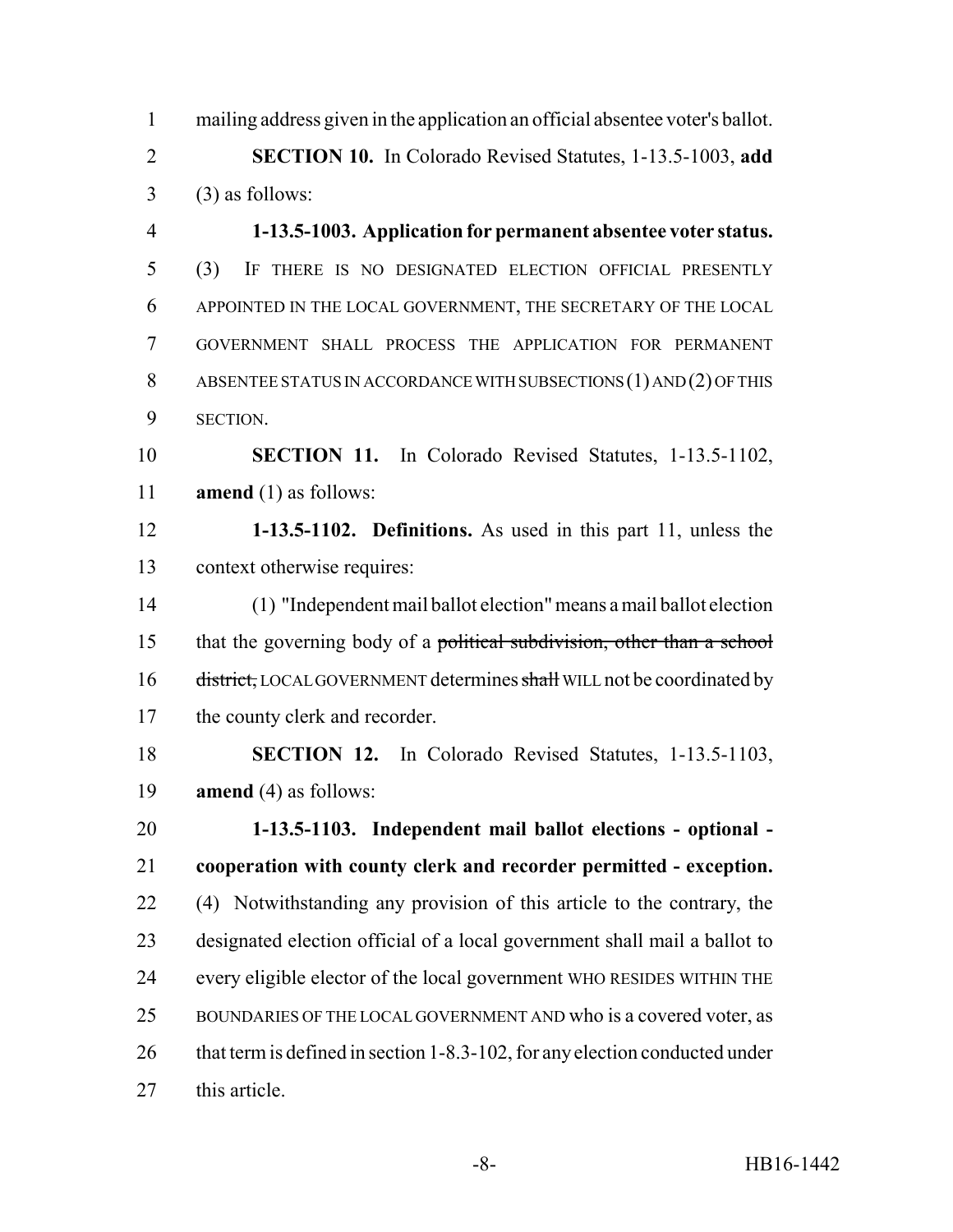mailing address given in the application an official absentee voter's ballot.

**SECTION 10.** In Colorado Revised Statutes, 1-13.5-1003, **add** (3) as follows:

**1-13.5-1003. Application for permanent absentee voter status.** (3) IF THERE IS NO DESIGNATED ELECTION OFFICIAL PRESENTLY APPOINTED IN THE LOCAL GOVERNMENT, THE SECRETARY OF THE LOCAL GOVERNMENT SHALL PROCESS THE APPLICATION FOR PERMANENT ABSENTEE STATUS IN ACCORDANCE WITH SUBSECTIONS (1) AND (2) OF THIS SECTION.

**SECTION 11.** In Colorado Revised Statutes, 1-13.5-1102, **amend** (1) as follows:

**1-13.5-1102. Definitions.** As used in this part 11, unless the context otherwise requires:

(1) "Independent mail ballot election" means a mail ballot election that the governing body of a ~~political subdivision, other than a school district,~~ LOCAL GOVERNMENT determines ~~shall~~ WILL not be coordinated by the county clerk and recorder.

**SECTION 12.** In Colorado Revised Statutes, 1-13.5-1103, **amend** (4) as follows:

**1-13.5-1103. Independent mail ballot elections - optional - cooperation with county clerk and recorder permitted - exception.** (4) Notwithstanding any provision of this article to the contrary, the designated election official of a local government shall mail a ballot to every eligible elector of the local government WHO RESIDES WITHIN THE BOUNDARIES OF THE LOCAL GOVERNMENT AND who is a covered voter, as that term is defined in section 1-8.3-102, for any election conducted under this article.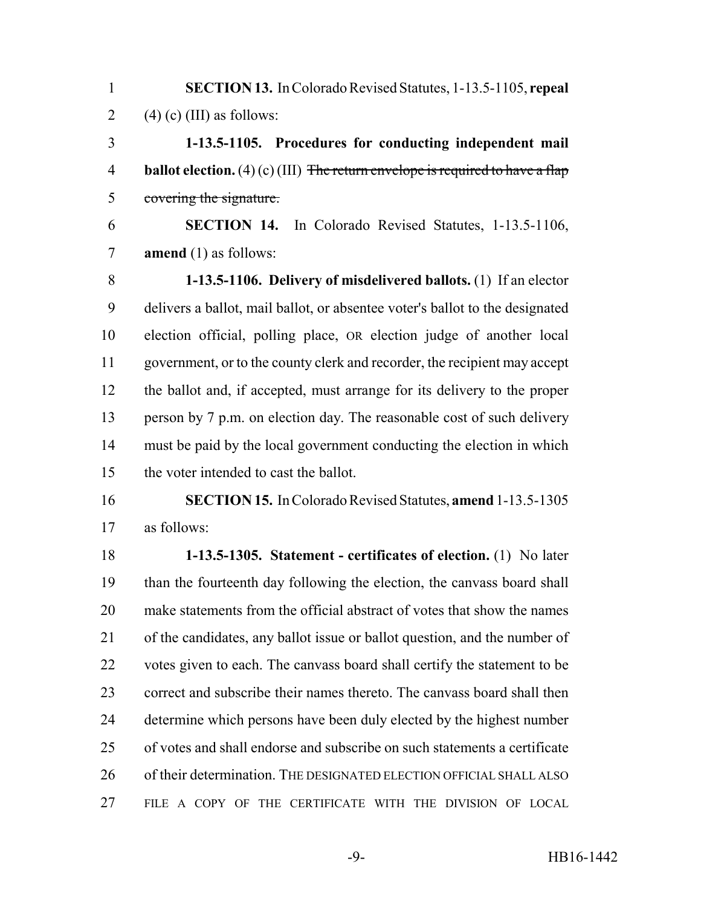**SECTION 13.** In Colorado Revised Statutes, 1-13.5-1105, **repeal** (4) (c) (III) as follows:

**1-13.5-1105. Procedures for conducting independent mail ballot election.** (4) (c) (III) ~~The return envelope is required to have a flap covering the signature.~~

**SECTION 14.** In Colorado Revised Statutes, 1-13.5-1106, **amend** (1) as follows:

**1-13.5-1106. Delivery of misdelivered ballots.** (1) If an elector delivers a ballot, mail ballot, or absentee voter's ballot to the designated election official, polling place, OR election judge of another local government, or to the county clerk and recorder, the recipient may accept the ballot and, if accepted, must arrange for its delivery to the proper person by 7 p.m. on election day. The reasonable cost of such delivery must be paid by the local government conducting the election in which the voter intended to cast the ballot.

**SECTION 15.** In Colorado Revised Statutes, **amend** 1-13.5-1305 as follows:

**1-13.5-1305. Statement - certificates of election.** (1) No later than the fourteenth day following the election, the canvass board shall make statements from the official abstract of votes that show the names of the candidates, any ballot issue or ballot question, and the number of votes given to each. The canvass board shall certify the statement to be correct and subscribe their names thereto. The canvass board shall then determine which persons have been duly elected by the highest number of votes and shall endorse and subscribe on such statements a certificate of their determination. THE DESIGNATED ELECTION OFFICIAL SHALL ALSO FILE A COPY OF THE CERTIFICATE WITH THE DIVISION OF LOCAL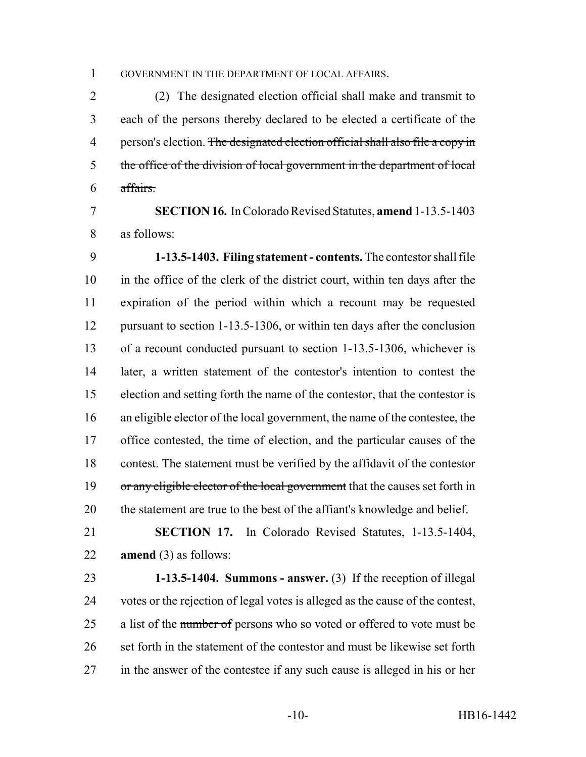GOVERNMENT IN THE DEPARTMENT OF LOCAL AFFAIRS.

(2) The designated election official shall make and transmit to each of the persons thereby declared to be elected a certificate of the person's election. ~~The designated election official shall also file a copy in the office of the division of local government in the department of local affairs.~~

**SECTION 16.** In Colorado Revised Statutes, **amend** 1-13.5-1403 as follows:

**1-13.5-1403. Filing statement - contents.** The contestor shall file in the office of the clerk of the district court, within ten days after the expiration of the period within which a recount may be requested pursuant to section 1-13.5-1306, or within ten days after the conclusion of a recount conducted pursuant to section 1-13.5-1306, whichever is later, a written statement of the contestor's intention to contest the election and setting forth the name of the contestor, that the contestor is an eligible elector of the local government, the name of the contestee, the office contested, the time of election, and the particular causes of the contest. The statement must be verified by the affidavit of the contestor ~~or any eligible elector of the local government~~ that the causes set forth in the statement are true to the best of the affiant's knowledge and belief.

**SECTION 17.** In Colorado Revised Statutes, 1-13.5-1404, **amend** (3) as follows:

**1-13.5-1404. Summons - answer.** (3) If the reception of illegal votes or the rejection of legal votes is alleged as the cause of the contest, a list of the ~~number of~~ persons who so voted or offered to vote must be set forth in the statement of the contestor and must be likewise set forth in the answer of the contestee if any such cause is alleged in his or her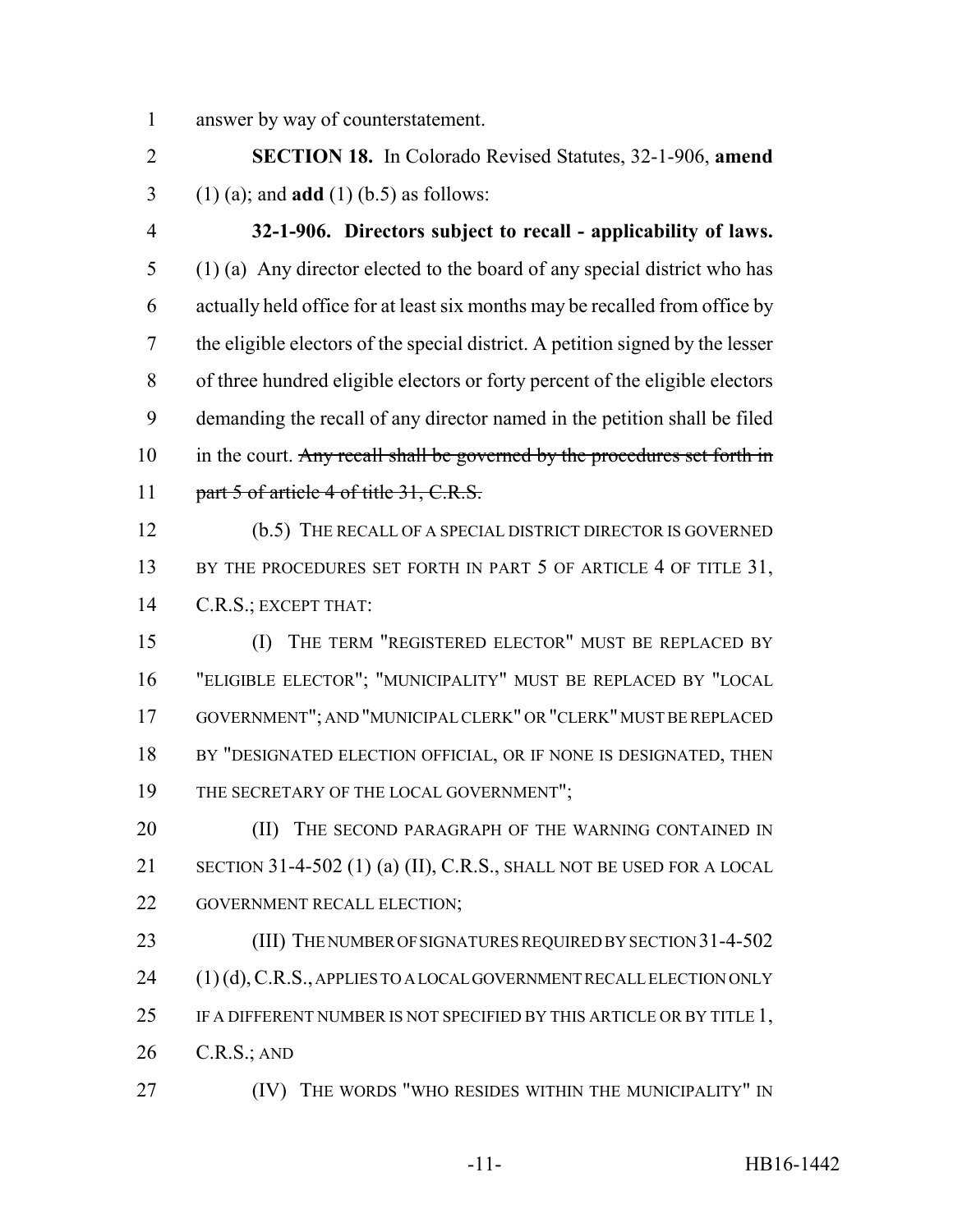answer by way of counterstatement.

**SECTION 18.** In Colorado Revised Statutes, 32-1-906, **amend** (1) (a); and **add** (1) (b.5) as follows:

**32-1-906. Directors subject to recall - applicability of laws.** (1) (a) Any director elected to the board of any special district who has actually held office for at least six months may be recalled from office by the eligible electors of the special district. A petition signed by the lesser of three hundred eligible electors or forty percent of the eligible electors demanding the recall of any director named in the petition shall be filed in the court. ~~Any recall shall be governed by the procedures set forth in part 5 of article 4 of title 31, C.R.S.~~

(b.5) THE RECALL OF A SPECIAL DISTRICT DIRECTOR IS GOVERNED BY THE PROCEDURES SET FORTH IN PART 5 OF ARTICLE 4 OF TITLE 31, C.R.S.; EXCEPT THAT:

(I) THE TERM "REGISTERED ELECTOR" MUST BE REPLACED BY "ELIGIBLE ELECTOR"; "MUNICIPALITY" MUST BE REPLACED BY "LOCAL GOVERNMENT"; AND "MUNICIPAL CLERK" OR "CLERK" MUST BE REPLACED BY "DESIGNATED ELECTION OFFICIAL, OR IF NONE IS DESIGNATED, THEN THE SECRETARY OF THE LOCAL GOVERNMENT";

(II) THE SECOND PARAGRAPH OF THE WARNING CONTAINED IN SECTION 31-4-502 (1) (a) (II), C.R.S., SHALL NOT BE USED FOR A LOCAL GOVERNMENT RECALL ELECTION;

(III) THE NUMBER OF SIGNATURES REQUIRED BY SECTION 31-4-502 (1) (d), C.R.S., APPLIES TO A LOCAL GOVERNMENT RECALL ELECTION ONLY IF A DIFFERENT NUMBER IS NOT SPECIFIED BY THIS ARTICLE OR BY TITLE 1, C.R.S.; AND

(IV) THE WORDS "WHO RESIDES WITHIN THE MUNICIPALITY" IN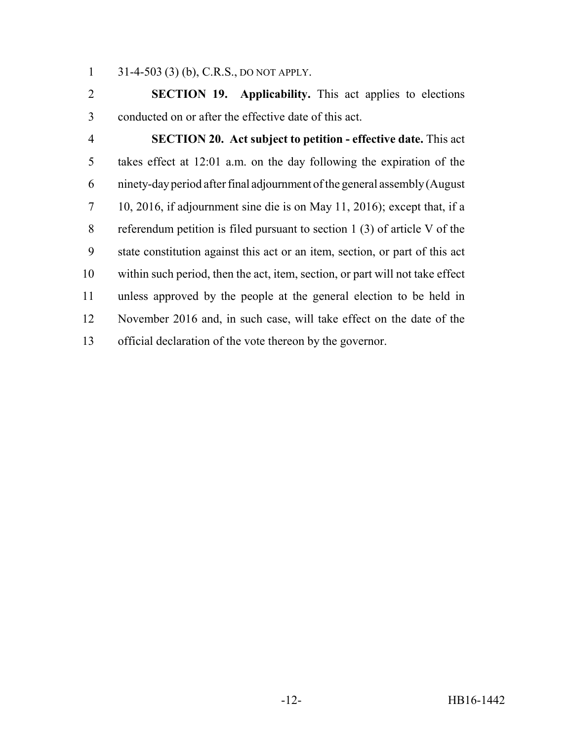31-4-503 (3) (b), C.R.S., DO NOT APPLY.

**SECTION 19. Applicability.** This act applies to elections conducted on or after the effective date of this act.

**SECTION 20. Act subject to petition - effective date.** This act takes effect at 12:01 a.m. on the day following the expiration of the ninety-day period after final adjournment of the general assembly (August 10, 2016, if adjournment sine die is on May 11, 2016); except that, if a referendum petition is filed pursuant to section 1 (3) of article V of the state constitution against this act or an item, section, or part of this act within such period, then the act, item, section, or part will not take effect unless approved by the people at the general election to be held in November 2016 and, in such case, will take effect on the date of the official declaration of the vote thereon by the governor.